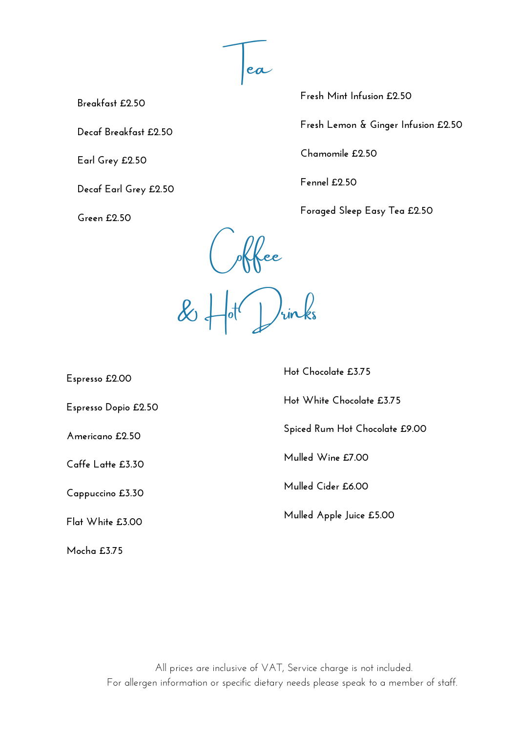# Tea

Breakfast £2.50

Decaf Breakfast £2.50

Earl Grey £2.50

Decaf Earl Grey £2.50

Green £2.50

Fresh Mint Infusion £2.50

Fresh Lemon & Ginger Infusion £2.50

Chamomile £2.50

Fennel £2.50

Foraged Sleep Easy Tea £2.50

# Coffee & Hot Drinks

Espresso £2.00

Espresso Dopio £2.50

Americano £2.50

Caffe Latte £3.30

Cappuccino £3.30

Flat White £3.00

Mocha £3.75

Hot Chocolate £3.75

Hot White Chocolate £3.75

Spiced Rum Hot Chocolate £9.00

Mulled Wine £7.00

Mulled Cider £6.00

Mulled Apple Juice £5.00

All prices are inclusive of VAT, Service charge is not included.
For allergen information or specific dietary needs please speak to a member of staff.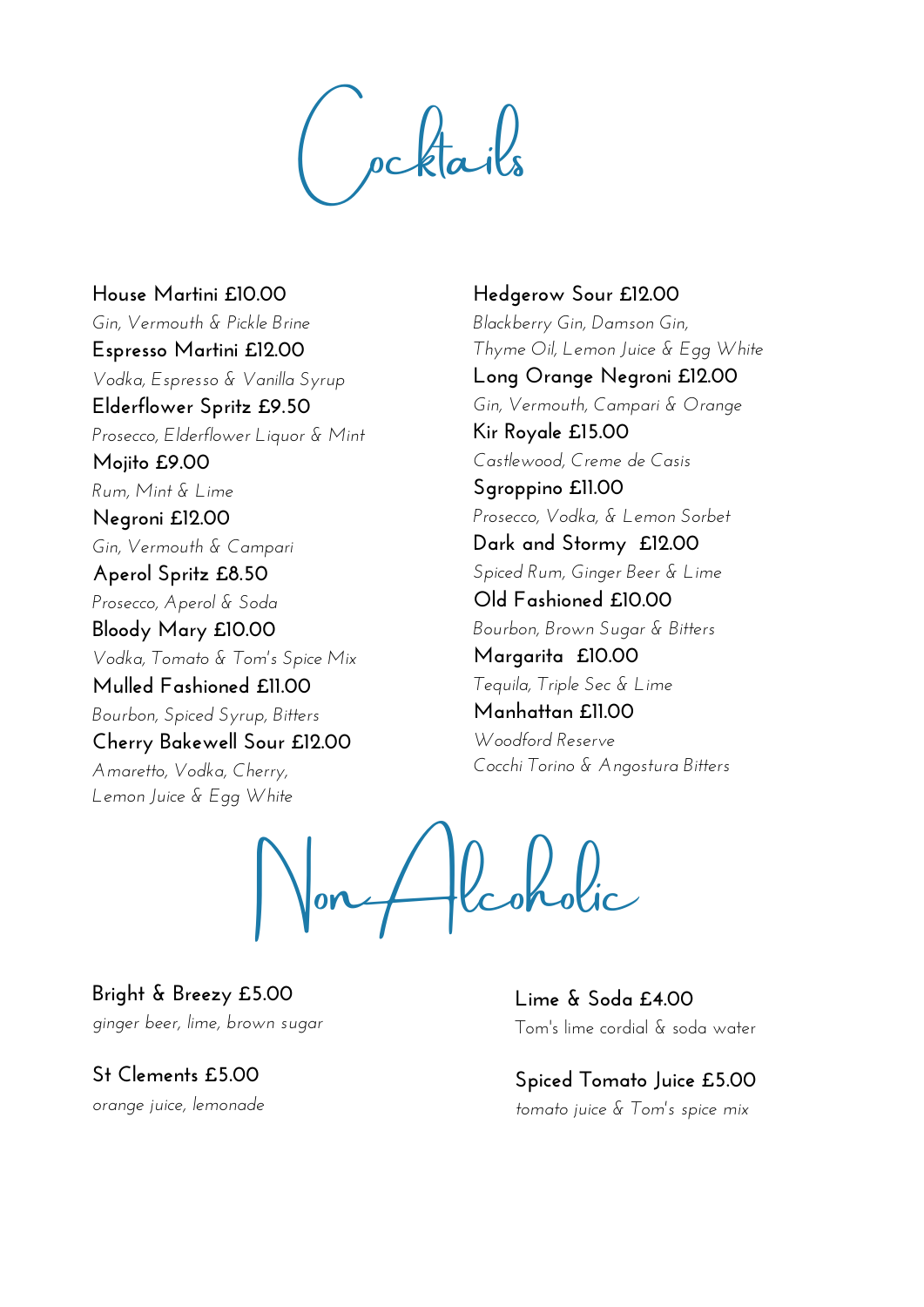# Cocktails

**House Martini £10.00**
*Gin, Vermouth & Pickle Brine*

**Espresso Martini £12.00**
*Vodka, Espresso & Vanilla Syrup*

**Elderflower Spritz £9.50**
*Prosecco, Elderflower Liquor & Mint*

**Mojito £9.00**
*Rum, Mint & Lime*

**Negroni £12.00**
*Gin, Vermouth & Campari*

**Aperol Spritz £8.50**
*Prosecco, Aperol & Soda*

**Bloody Mary £10.00**
*Vodka, Tomato & Tom's Spice Mix*

**Mulled Fashioned £11.00**
*Bourbon, Spiced Syrup, Bitters*

**Cherry Bakewell Sour £12.00**
*Amaretto, Vodka, Cherry,*
*Lemon Juice & Egg White*

**Hedgerow Sour £12.00**
*Blackberry Gin, Damson Gin,*
*Thyme Oil, Lemon Juice & Egg White*

**Long Orange Negroni £12.00**
*Gin, Vermouth, Campari & Orange*

**Kir Royale £15.00**
*Castlewood, Creme de Casis*

**Sgroppino £11.00**
*Prosecco, Vodka, & Lemon Sorbet*

**Dark and Stormy £12.00**
*Spiced Rum, Ginger Beer & Lime*

**Old Fashioned £10.00**
*Bourbon, Brown Sugar & Bitters*

**Margarita £10.00**
*Tequila, Triple Sec & Lime*

**Manhattan £11.00**
*Woodford Reserve*
*Cocchi Torino & Angostura Bitters*

# Non Alcoholic

**Bright & Breezy £5.00**
*ginger beer, lime, brown sugar*

**St Clements £5.00**
*orange juice, lemonade*

**Lime & Soda £4.00**
Tom's lime cordial & soda water

**Spiced Tomato Juice £5.00**
*tomato juice & Tom's spice mix*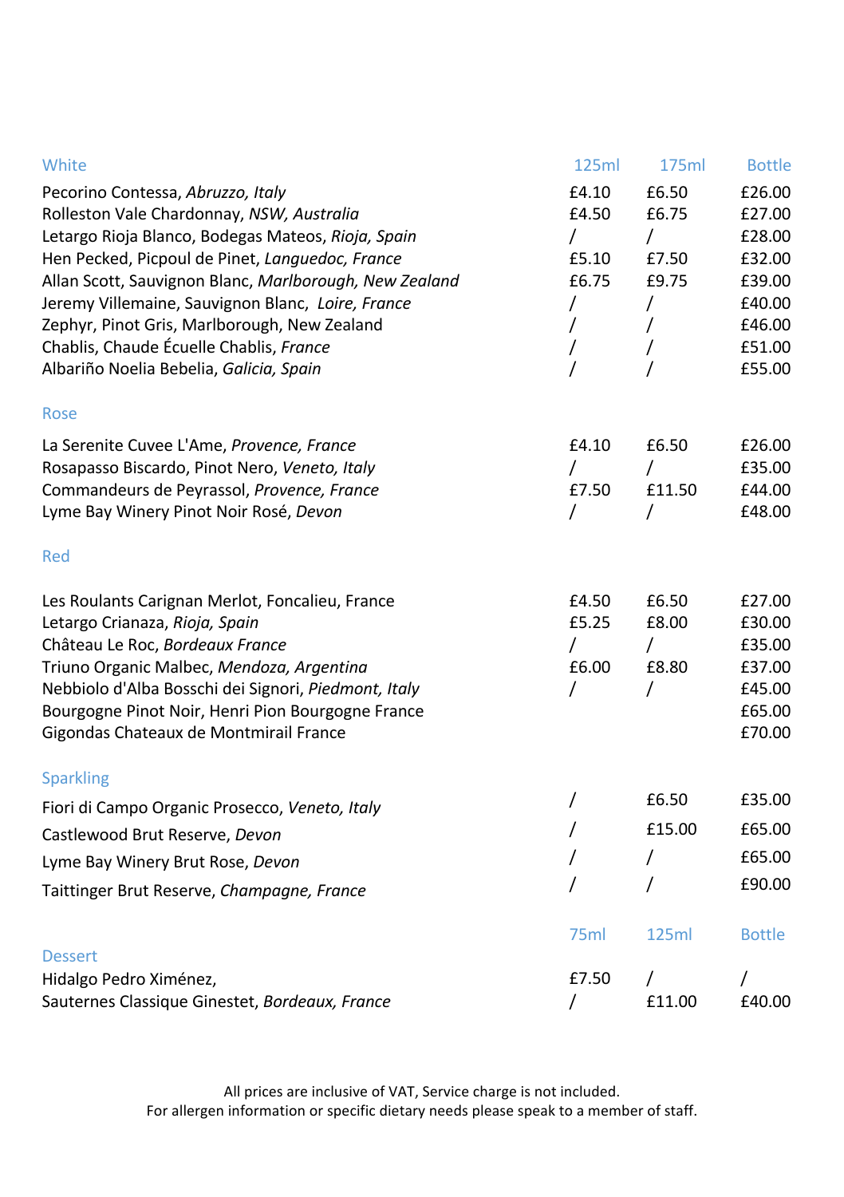| White | 125ml | 175ml | Bottle |
|---|---|---|---|
| Pecorino Contessa, *Abruzzo, Italy* | £4.10 | £6.50 | £26.00 |
| Rolleston Vale Chardonnay, *NSW, Australia* | £4.50 | £6.75 | £27.00 |
| Letargo Rioja Blanco, Bodegas Mateos, *Rioja, Spain* | / | / | £28.00 |
| Hen Pecked, Picpoul de Pinet, *Languedoc, France* | £5.10 | £7.50 | £32.00 |
| Allan Scott, Sauvignon Blanc, *Marlborough, New Zealand* | £6.75 | £9.75 | £39.00 |
| Jeremy Villemaine, Sauvignon Blanc, *Loire, France* | / | / | £40.00 |
| Zephyr, Pinot Gris, Marlborough, New Zealand | / | / | £46.00 |
| Chablis, Chaude Écuelle Chablis, *France* | / | / | £51.00 |
| Albariño Noelia Bebelia, *Galicia, Spain* | / | / | £55.00 |
| **Rose** | | | |
| La Serenite Cuvee L'Ame, *Provence, France* | £4.10 | £6.50 | £26.00 |
| Rosapasso Biscardo, Pinot Nero, *Veneto, Italy* | / | / | £35.00 |
| Commandeurs de Peyrassol, *Provence, France* | £7.50 | £11.50 | £44.00 |
| Lyme Bay Winery Pinot Noir Rosé, *Devon* | / | / | £48.00 |
| **Red** | | | |
| Les Roulants Carignan Merlot, Foncalieu, France | £4.50 | £6.50 | £27.00 |
| Letargo Crianaza, *Rioja, Spain* | £5.25 | £8.00 | £30.00 |
| Château Le Roc, *Bordeaux France* | / | / | £35.00 |
| Triuno Organic Malbec, *Mendoza, Argentina* | £6.00 | £8.80 | £37.00 |
| Nebbiolo d'Alba Bosschi dei Signori, *Piedmont, Italy* | / | / | £45.00 |
| Bourgogne Pinot Noir, Henri Pion Bourgogne France | | | £65.00 |
| Gigondas Chateaux de Montmirail France | | | £70.00 |
| **Sparkling** | | | |
| Fiori di Campo Organic Prosecco, *Veneto, Italy* | / | £6.50 | £35.00 |
| Castlewood Brut Reserve, *Devon* | / | £15.00 | £65.00 |
| Lyme Bay Winery Brut Rose, *Devon* | / | / | £65.00 |
| Taittinger Brut Reserve, *Champagne, France* | / | / | £90.00 |

| Dessert | 75ml | 125ml | Bottle |
|---|---|---|---|
| Hidalgo Pedro Ximénez, | £7.50 | / | / |
| Sauternes Classique Ginestet, *Bordeaux, France* | / | £11.00 | £40.00 |

All prices are inclusive of VAT, Service charge is not included.
For allergen information or specific dietary needs please speak to a member of staff.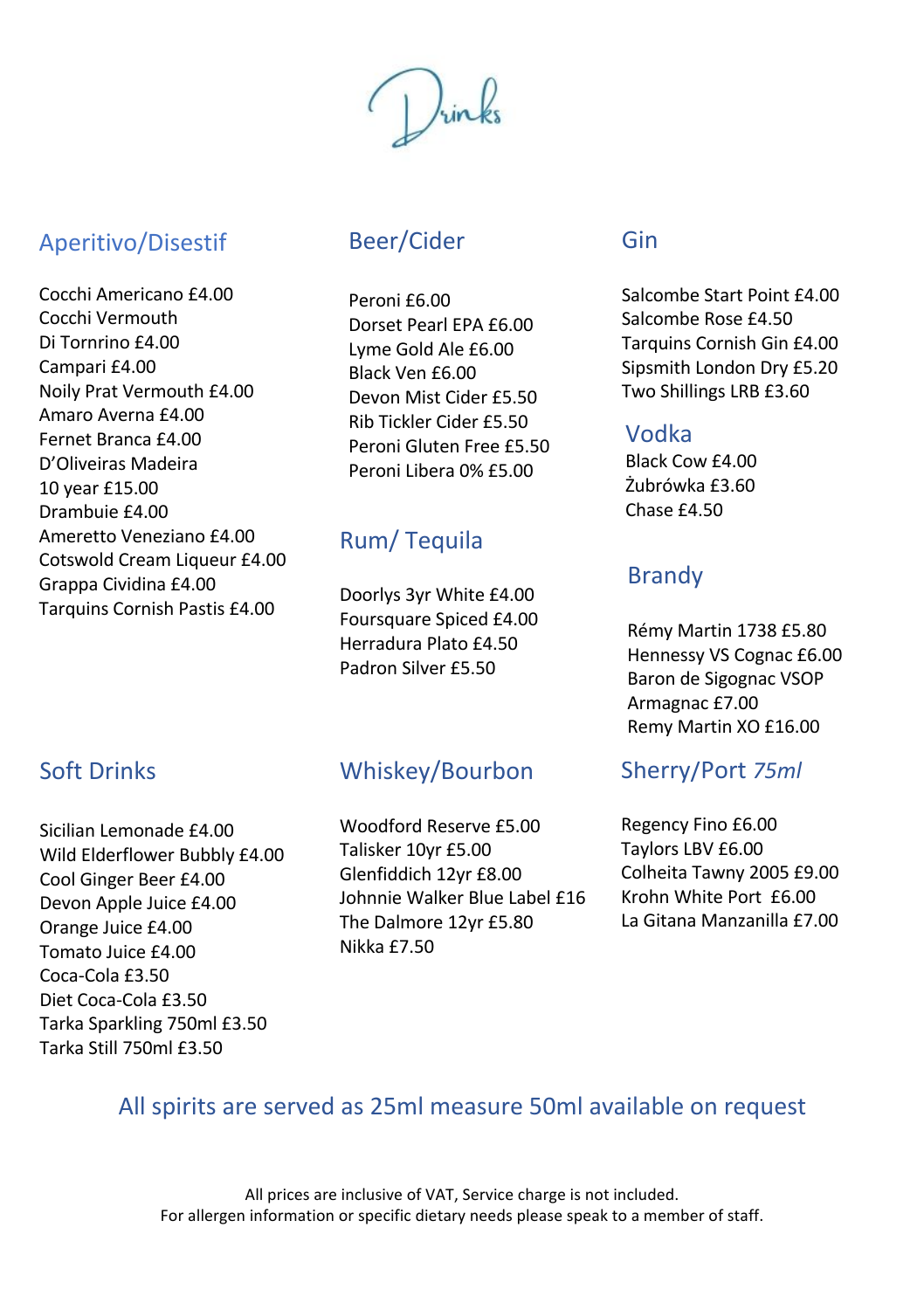# Drinks

## Aperitivo/Disestif

Cocchi Americano £4.00
Cocchi Vermouth
Di Tornrino £4.00
Campari £4.00
Noily Prat Vermouth £4.00
Amaro Averna £4.00
Fernet Branca £4.00
D'Oliveiras Madeira
10 year £15.00
Drambuie £4.00
Ameretto Veneziano £4.00
Cotswold Cream Liqueur £4.00
Grappa Cividina £4.00
Tarquins Cornish Pastis £4.00

## Beer/Cider

Peroni £6.00
Dorset Pearl EPA £6.00
Lyme Gold Ale £6.00
Black Ven £6.00
Devon Mist Cider £5.50
Rib Tickler Cider £5.50
Peroni Gluten Free £5.50
Peroni Libera 0% £5.00

## Rum/ Tequila

Doorlys 3yr White £4.00
Foursquare Spiced £4.00
Herradura Plato £4.50
Padron Silver £5.50

## Gin

Salcombe Start Point £4.00
Salcombe Rose £4.50
Tarquins Cornish Gin £4.00
Sipsmith London Dry £5.20
Two Shillings LRB £3.60

## Vodka

Black Cow £4.00
Żubrówka £3.60
Chase £4.50

## Brandy

Rémy Martin 1738 £5.80
Hennessy VS Cognac £6.00
Baron de Sigognac VSOP
Armagnac £7.00
Remy Martin XO £16.00

## Soft Drinks

Sicilian Lemonade £4.00
Wild Elderflower Bubbly £4.00
Cool Ginger Beer £4.00
Devon Apple Juice £4.00
Orange Juice £4.00
Tomato Juice £4.00
Coca-Cola £3.50
Diet Coca-Cola £3.50
Tarka Sparkling 750ml £3.50
Tarka Still 750ml £3.50

## Whiskey/Bourbon

Woodford Reserve £5.00
Talisker 10yr £5.00
Glenfiddich 12yr £8.00
Johnnie Walker Blue Label £16
The Dalmore 12yr £5.80
Nikka £7.50

## Sherry/Port *75ml*

Regency Fino £6.00
Taylors LBV £6.00
Colheita Tawny 2005 £9.00
Krohn White Port £6.00
La Gitana Manzanilla £7.00

All spirits are served as 25ml measure 50ml available on request

All prices are inclusive of VAT, Service charge is not included.
For allergen information or specific dietary needs please speak to a member of staff.